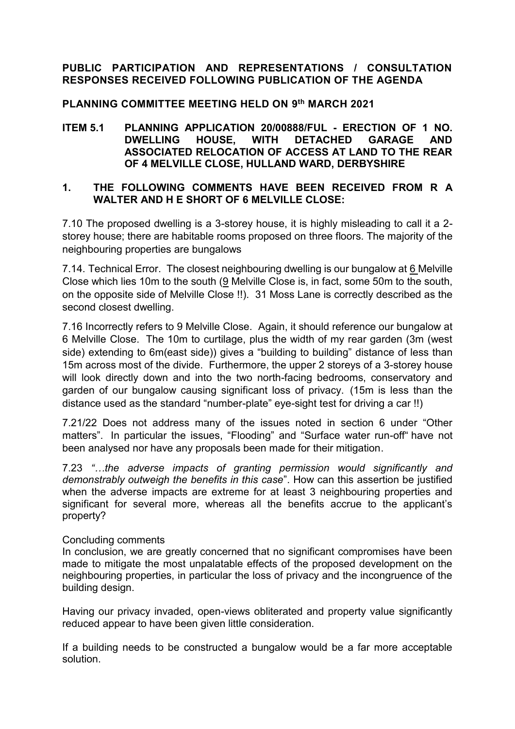# PUBLIC PARTICIPATION AND REPRESENTATIONS / CONSULTATION RESPONSES RECEIVED FOLLOWING PUBLICATION OF THE AGENDA

## PLANNING COMMITTEE MEETING HELD ON 9th MARCH 2021

## ITEM 5.1 PLANNING APPLICATION 20/00888/FUL - ERECTION OF 1 NO. DWELLING HOUSE, WITH DETACHED GARAGE AND ASSOCIATED RELOCATION OF ACCESS AT LAND TO THE REAR OF 4 MELVILLE CLOSE, HULLAND WARD, DERBYSHIRE

### 1. THE FOLLOWING COMMENTS HAVE BEEN RECEIVED FROM R A WALTER AND H E SHORT OF 6 MELVILLE CLOSE:

7.10 The proposed dwelling is a 3-storey house, it is highly misleading to call it a 2-storey house; there are habitable rooms proposed on three floors. The majority of the neighbouring properties are bungalows

7.14. Technical Error. The closest neighbouring dwelling is our bungalow at 6 Melville Close which lies 10m to the south (9 Melville Close is, in fact, some 50m to the south, on the opposite side of Melville Close !!). 31 Moss Lane is correctly described as the second closest dwelling.

7.16 Incorrectly refers to 9 Melville Close. Again, it should reference our bungalow at 6 Melville Close. The 10m to curtilage, plus the width of my rear garden (3m (west side) extending to 6m(east side)) gives a "building to building" distance of less than 15m across most of the divide. Furthermore, the upper 2 storeys of a 3-storey house will look directly down and into the two north-facing bedrooms, conservatory and garden of our bungalow causing significant loss of privacy. (15m is less than the distance used as the standard "number-plate" eye-sight test for driving a car !!)

7.21/22 Does not address many of the issues noted in section 6 under "Other matters". In particular the issues, "Flooding" and "Surface water run-off" have not been analysed nor have any proposals been made for their mitigation.

7.23 *"…the adverse impacts of granting permission would significantly and demonstrably outweigh the benefits in this case*". How can this assertion be justified when the adverse impacts are extreme for at least 3 neighbouring properties and significant for several more, whereas all the benefits accrue to the applicant's property?

Concluding comments

In conclusion, we are greatly concerned that no significant compromises have been made to mitigate the most unpalatable effects of the proposed development on the neighbouring properties, in particular the loss of privacy and the incongruence of the building design.

Having our privacy invaded, open-views obliterated and property value significantly reduced appear to have been given little consideration.

If a building needs to be constructed a bungalow would be a far more acceptable solution.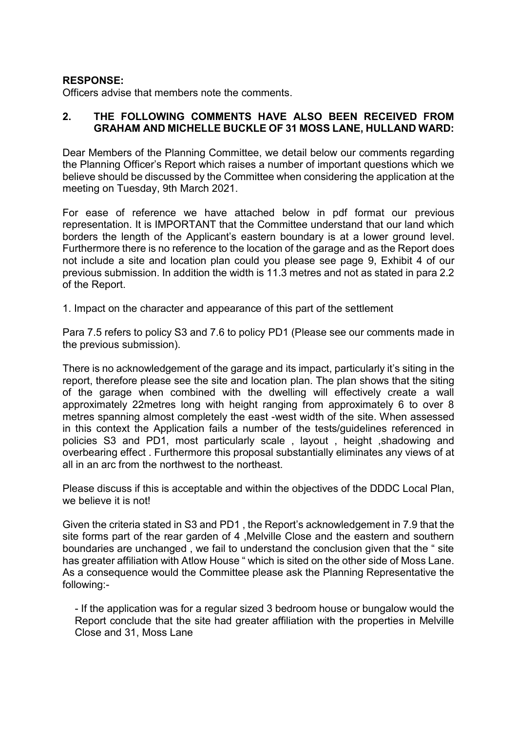**RESPONSE:**
Officers advise that members note the comments.

**2. THE FOLLOWING COMMENTS HAVE ALSO BEEN RECEIVED FROM GRAHAM AND MICHELLE BUCKLE OF 31 MOSS LANE, HULLAND WARD:**

Dear Members of the Planning Committee, we detail below our comments regarding the Planning Officer's Report which raises a number of important questions which we believe should be discussed by the Committee when considering the application at the meeting on Tuesday, 9th March 2021.

For ease of reference we have attached below in pdf format our previous representation. It is IMPORTANT that the Committee understand that our land which borders the length of the Applicant's eastern boundary is at a lower ground level. Furthermore there is no reference to the location of the garage and as the Report does not include a site and location plan could you please see page 9, Exhibit 4 of our previous submission. In addition the width is 11.3 metres and not as stated in para 2.2 of the Report.

1. Impact on the character and appearance of this part of the settlement

Para 7.5 refers to policy S3 and 7.6 to policy PD1 (Please see our comments made in the previous submission).

There is no acknowledgement of the garage and its impact, particularly it's siting in the report, therefore please see the site and location plan. The plan shows that the siting of the garage when combined with the dwelling will effectively create a wall approximately 22metres long with height ranging from approximately 6 to over 8 metres spanning almost completely the east -west width of the site. When assessed in this context the Application fails a number of the tests/guidelines referenced in policies S3 and PD1, most particularly scale , layout , height ,shadowing and overbearing effect . Furthermore this proposal substantially eliminates any views of at all in an arc from the northwest to the northeast.

Please discuss if this is acceptable and within the objectives of the DDDC Local Plan, we believe it is not!

Given the criteria stated in S3 and PD1 , the Report's acknowledgement in 7.9 that the site forms part of the rear garden of 4 ,Melville Close and the eastern and southern boundaries are unchanged , we fail to understand the conclusion given that the " site has greater affiliation with Atlow House " which is sited on the other side of Moss Lane. As a consequence would the Committee please ask the Planning Representative the following:-

- If the application was for a regular sized 3 bedroom house or bungalow would the Report conclude that the site had greater affiliation with the properties in Melville Close and 31, Moss Lane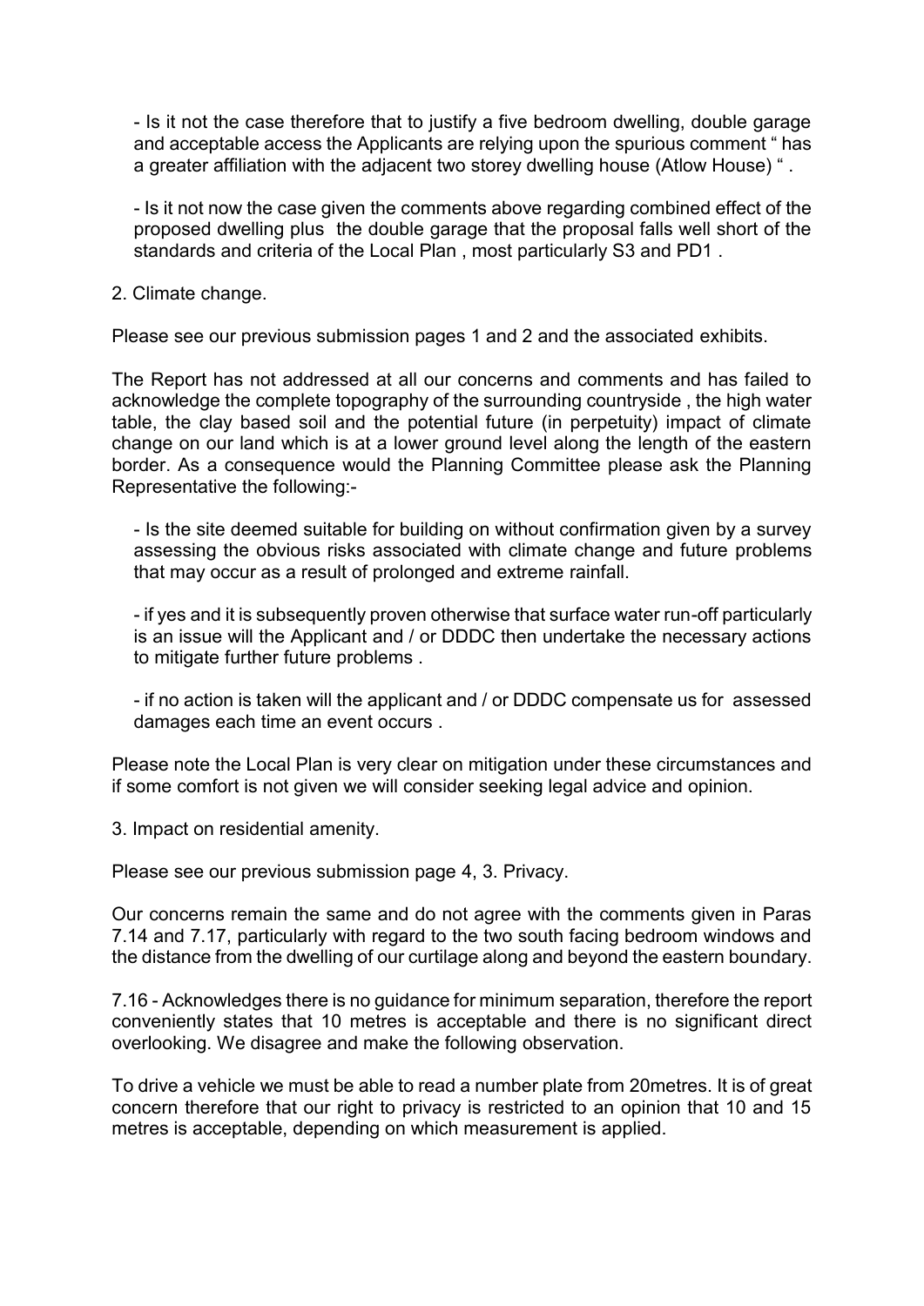- Is it not the case therefore that to justify a five bedroom dwelling, double garage and acceptable access the Applicants are relying upon the spurious comment " has a greater affiliation with the adjacent two storey dwelling house (Atlow House) " .

- Is it not now the case given the comments above regarding combined effect of the proposed dwelling plus the double garage that the proposal falls well short of the standards and criteria of the Local Plan , most particularly S3 and PD1 .

2. Climate change.

Please see our previous submission pages 1 and 2 and the associated exhibits.

The Report has not addressed at all our concerns and comments and has failed to acknowledge the complete topography of the surrounding countryside , the high water table, the clay based soil and the potential future (in perpetuity) impact of climate change on our land which is at a lower ground level along the length of the eastern border. As a consequence would the Planning Committee please ask the Planning Representative the following:-

- Is the site deemed suitable for building on without confirmation given by a survey assessing the obvious risks associated with climate change and future problems that may occur as a result of prolonged and extreme rainfall.

- if yes and it is subsequently proven otherwise that surface water run-off particularly is an issue will the Applicant and / or DDDC then undertake the necessary actions to mitigate further future problems .

- if no action is taken will the applicant and / or DDDC compensate us for assessed damages each time an event occurs .

Please note the Local Plan is very clear on mitigation under these circumstances and if some comfort is not given we will consider seeking legal advice and opinion.

3. Impact on residential amenity.

Please see our previous submission page 4, 3. Privacy.

Our concerns remain the same and do not agree with the comments given in Paras 7.14 and 7.17, particularly with regard to the two south facing bedroom windows and the distance from the dwelling of our curtilage along and beyond the eastern boundary.

7.16 - Acknowledges there is no guidance for minimum separation, therefore the report conveniently states that 10 metres is acceptable and there is no significant direct overlooking. We disagree and make the following observation.

To drive a vehicle we must be able to read a number plate from 20metres. It is of great concern therefore that our right to privacy is restricted to an opinion that 10 and 15 metres is acceptable, depending on which measurement is applied.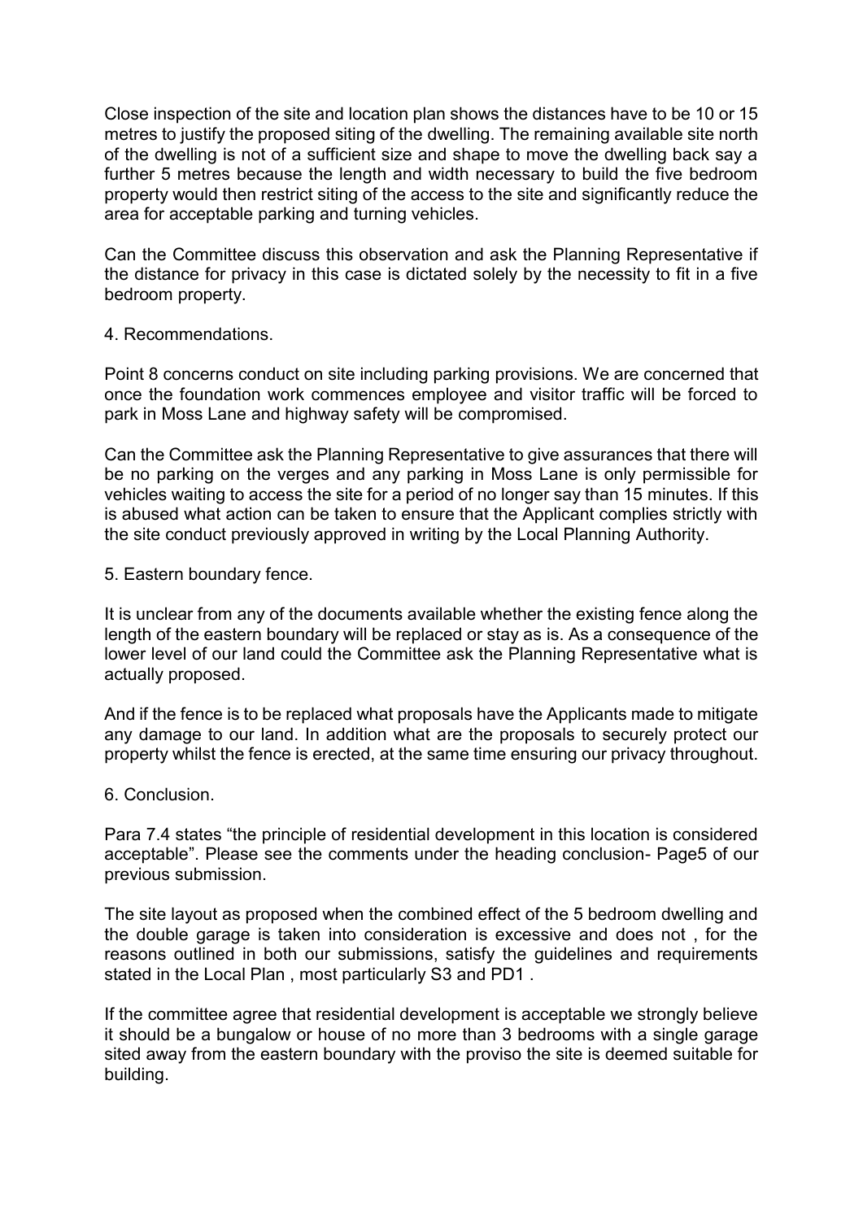Close inspection of the site and location plan shows the distances have to be 10 or 15 metres to justify the proposed siting of the dwelling. The remaining available site north of the dwelling is not of a sufficient size and shape to move the dwelling back say a further 5 metres because the length and width necessary to build the five bedroom property would then restrict siting of the access to the site and significantly reduce the area for acceptable parking and turning vehicles.

Can the Committee discuss this observation and ask the Planning Representative if the distance for privacy in this case is dictated solely by the necessity to fit in a five bedroom property.

4. Recommendations.

Point 8 concerns conduct on site including parking provisions. We are concerned that once the foundation work commences employee and visitor traffic will be forced to park in Moss Lane and highway safety will be compromised.

Can the Committee ask the Planning Representative to give assurances that there will be no parking on the verges and any parking in Moss Lane is only permissible for vehicles waiting to access the site for a period of no longer say than 15 minutes. If this is abused what action can be taken to ensure that the Applicant complies strictly with the site conduct previously approved in writing by the Local Planning Authority.

5. Eastern boundary fence.

It is unclear from any of the documents available whether the existing fence along the length of the eastern boundary will be replaced or stay as is. As a consequence of the lower level of our land could the Committee ask the Planning Representative what is actually proposed.

And if the fence is to be replaced what proposals have the Applicants made to mitigate any damage to our land. In addition what are the proposals to securely protect our property whilst the fence is erected, at the same time ensuring our privacy throughout.

6. Conclusion.

Para 7.4 states "the principle of residential development in this location is considered acceptable". Please see the comments under the heading conclusion- Page5 of our previous submission.

The site layout as proposed when the combined effect of the 5 bedroom dwelling and the double garage is taken into consideration is excessive and does not , for the reasons outlined in both our submissions, satisfy the guidelines and requirements stated in the Local Plan , most particularly S3 and PD1 .

If the committee agree that residential development is acceptable we strongly believe it should be a bungalow or house of no more than 3 bedrooms with a single garage sited away from the eastern boundary with the proviso the site is deemed suitable for building.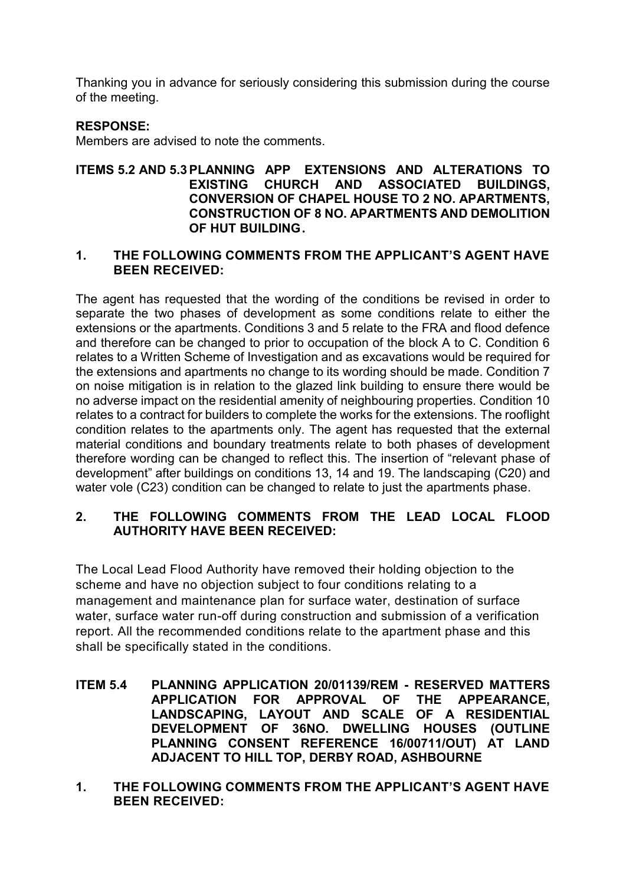Thanking you in advance for seriously considering this submission during the course of the meeting.

**RESPONSE:**

Members are advised to note the comments.

## ITEMS 5.2 AND 5.3 PLANNING APP EXTENSIONS AND ALTERATIONS TO EXISTING CHURCH AND ASSOCIATED BUILDINGS, CONVERSION OF CHAPEL HOUSE TO 2 NO. APARTMENTS, CONSTRUCTION OF 8 NO. APARTMENTS AND DEMOLITION OF HUT BUILDING.

### 1. THE FOLLOWING COMMENTS FROM THE APPLICANT'S AGENT HAVE BEEN RECEIVED:

The agent has requested that the wording of the conditions be revised in order to separate the two phases of development as some conditions relate to either the extensions or the apartments. Conditions 3 and 5 relate to the FRA and flood defence and therefore can be changed to prior to occupation of the block A to C. Condition 6 relates to a Written Scheme of Investigation and as excavations would be required for the extensions and apartments no change to its wording should be made. Condition 7 on noise mitigation is in relation to the glazed link building to ensure there would be no adverse impact on the residential amenity of neighbouring properties. Condition 10 relates to a contract for builders to complete the works for the extensions. The rooflight condition relates to the apartments only. The agent has requested that the external material conditions and boundary treatments relate to both phases of development therefore wording can be changed to reflect this. The insertion of "relevant phase of development" after buildings on conditions 13, 14 and 19. The landscaping (C20) and water vole (C23) condition can be changed to relate to just the apartments phase.

### 2. THE FOLLOWING COMMENTS FROM THE LEAD LOCAL FLOOD AUTHORITY HAVE BEEN RECEIVED:

The Local Lead Flood Authority have removed their holding objection to the scheme and have no objection subject to four conditions relating to a management and maintenance plan for surface water, destination of surface water, surface water run-off during construction and submission of a verification report. All the recommended conditions relate to the apartment phase and this shall be specifically stated in the conditions.

## ITEM 5.4 PLANNING APPLICATION 20/01139/REM - RESERVED MATTERS APPLICATION FOR APPROVAL OF THE APPEARANCE, LANDSCAPING, LAYOUT AND SCALE OF A RESIDENTIAL DEVELOPMENT OF 36NO. DWELLING HOUSES (OUTLINE PLANNING CONSENT REFERENCE 16/00711/OUT) AT LAND ADJACENT TO HILL TOP, DERBY ROAD, ASHBOURNE

### 1. THE FOLLOWING COMMENTS FROM THE APPLICANT'S AGENT HAVE BEEN RECEIVED: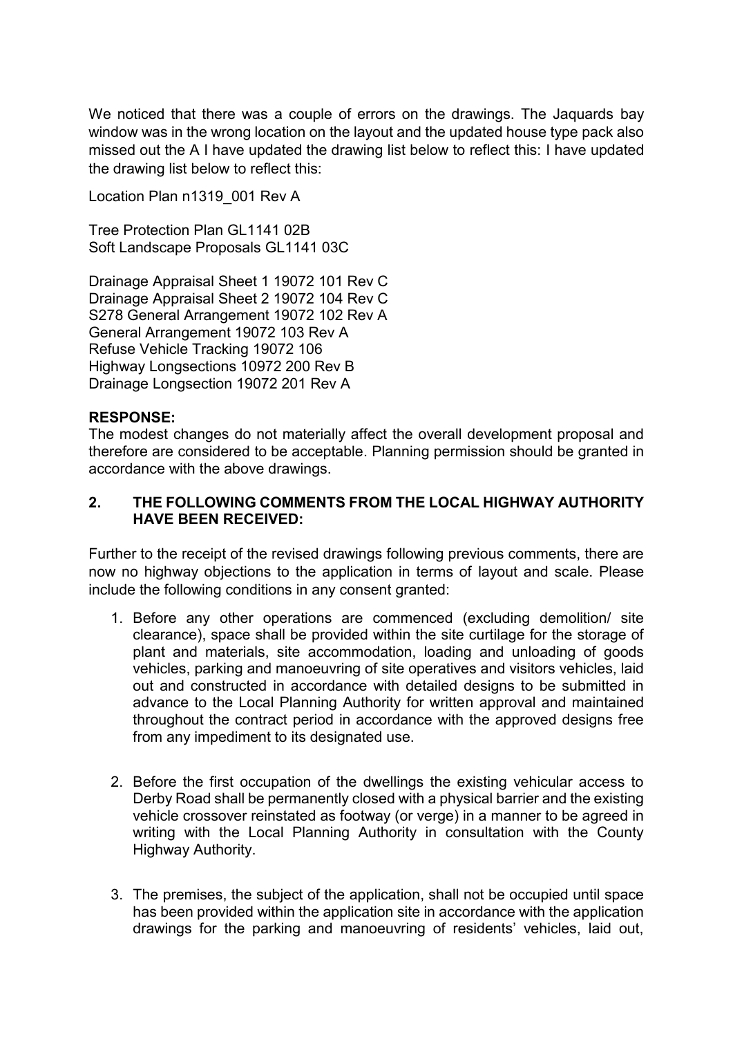We noticed that there was a couple of errors on the drawings. The Jaquards bay window was in the wrong location on the layout and the updated house type pack also missed out the A I have updated the drawing list below to reflect this: I have updated the drawing list below to reflect this:

Location Plan n1319_001 Rev A

Tree Protection Plan GL1141 02B
Soft Landscape Proposals GL1141 03C

Drainage Appraisal Sheet 1 19072 101 Rev C
Drainage Appraisal Sheet 2 19072 104 Rev C
S278 General Arrangement 19072 102 Rev A
General Arrangement 19072 103 Rev A
Refuse Vehicle Tracking 19072 106
Highway Longsections 10972 200 Rev B
Drainage Longsection 19072 201 Rev A

**RESPONSE:**
The modest changes do not materially affect the overall development proposal and therefore are considered to be acceptable. Planning permission should be granted in accordance with the above drawings.

## 2. THE FOLLOWING COMMENTS FROM THE LOCAL HIGHWAY AUTHORITY HAVE BEEN RECEIVED:

Further to the receipt of the revised drawings following previous comments, there are now no highway objections to the application in terms of layout and scale. Please include the following conditions in any consent granted:

1. Before any other operations are commenced (excluding demolition/ site clearance), space shall be provided within the site curtilage for the storage of plant and materials, site accommodation, loading and unloading of goods vehicles, parking and manoeuvring of site operatives and visitors vehicles, laid out and constructed in accordance with detailed designs to be submitted in advance to the Local Planning Authority for written approval and maintained throughout the contract period in accordance with the approved designs free from any impediment to its designated use.

2. Before the first occupation of the dwellings the existing vehicular access to Derby Road shall be permanently closed with a physical barrier and the existing vehicle crossover reinstated as footway (or verge) in a manner to be agreed in writing with the Local Planning Authority in consultation with the County Highway Authority.

3. The premises, the subject of the application, shall not be occupied until space has been provided within the application site in accordance with the application drawings for the parking and manoeuvring of residents' vehicles, laid out,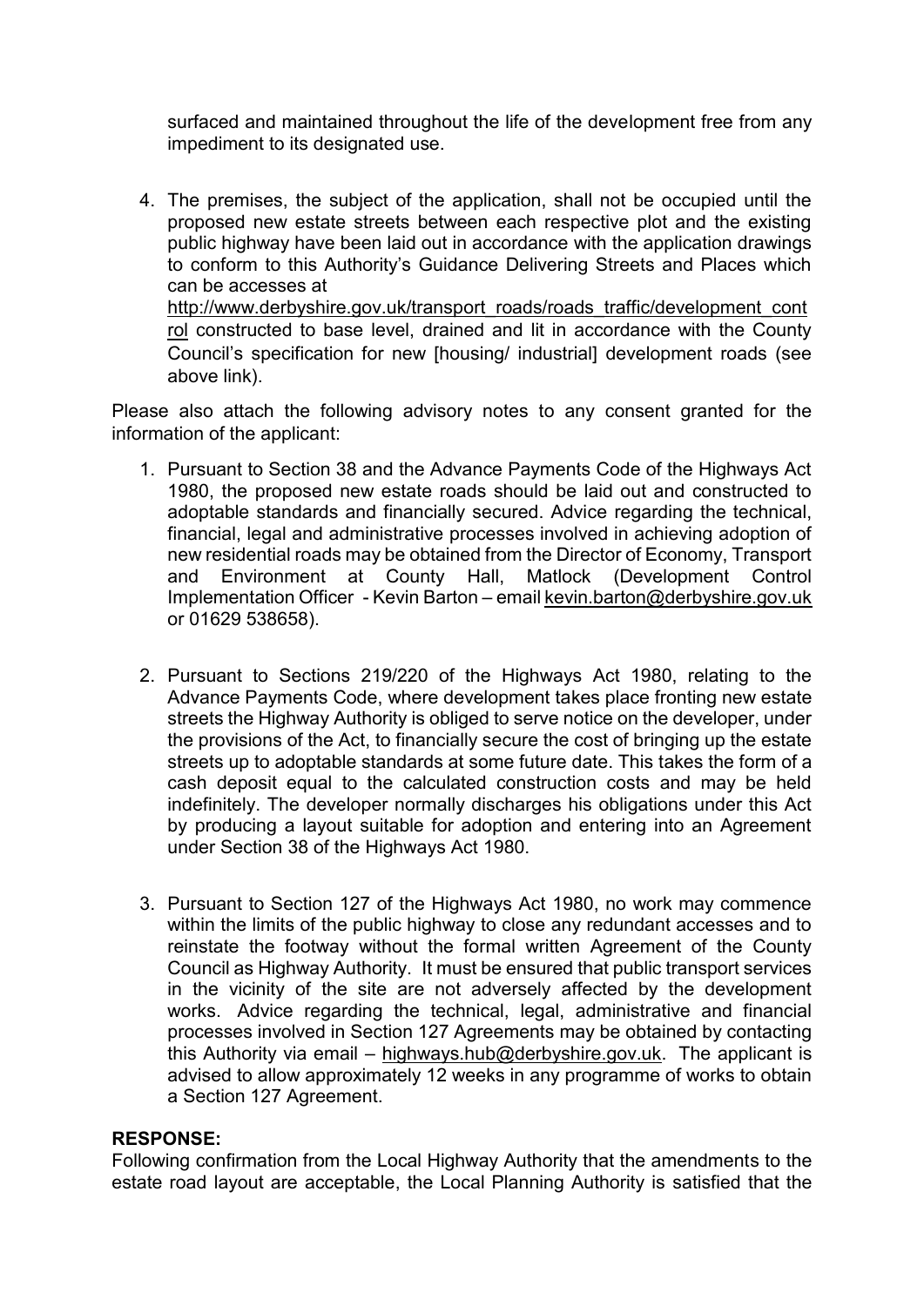surfaced and maintained throughout the life of the development free from any impediment to its designated use.

4. The premises, the subject of the application, shall not be occupied until the proposed new estate streets between each respective plot and the existing public highway have been laid out in accordance with the application drawings to conform to this Authority's Guidance Delivering Streets and Places which can be accesses at http://www.derbyshire.gov.uk/transport_roads/roads_traffic/development_control constructed to base level, drained and lit in accordance with the County Council's specification for new [housing/ industrial] development roads (see above link).

Please also attach the following advisory notes to any consent granted for the information of the applicant:

1. Pursuant to Section 38 and the Advance Payments Code of the Highways Act 1980, the proposed new estate roads should be laid out and constructed to adoptable standards and financially secured. Advice regarding the technical, financial, legal and administrative processes involved in achieving adoption of new residential roads may be obtained from the Director of Economy, Transport and Environment at County Hall, Matlock (Development Control Implementation Officer - Kevin Barton – email kevin.barton@derbyshire.gov.uk or 01629 538658).

2. Pursuant to Sections 219/220 of the Highways Act 1980, relating to the Advance Payments Code, where development takes place fronting new estate streets the Highway Authority is obliged to serve notice on the developer, under the provisions of the Act, to financially secure the cost of bringing up the estate streets up to adoptable standards at some future date. This takes the form of a cash deposit equal to the calculated construction costs and may be held indefinitely. The developer normally discharges his obligations under this Act by producing a layout suitable for adoption and entering into an Agreement under Section 38 of the Highways Act 1980.

3. Pursuant to Section 127 of the Highways Act 1980, no work may commence within the limits of the public highway to close any redundant accesses and to reinstate the footway without the formal written Agreement of the County Council as Highway Authority. It must be ensured that public transport services in the vicinity of the site are not adversely affected by the development works. Advice regarding the technical, legal, administrative and financial processes involved in Section 127 Agreements may be obtained by contacting this Authority via email – highways.hub@derbyshire.gov.uk. The applicant is advised to allow approximately 12 weeks in any programme of works to obtain a Section 127 Agreement.

**RESPONSE:**
Following confirmation from the Local Highway Authority that the amendments to the estate road layout are acceptable, the Local Planning Authority is satisfied that the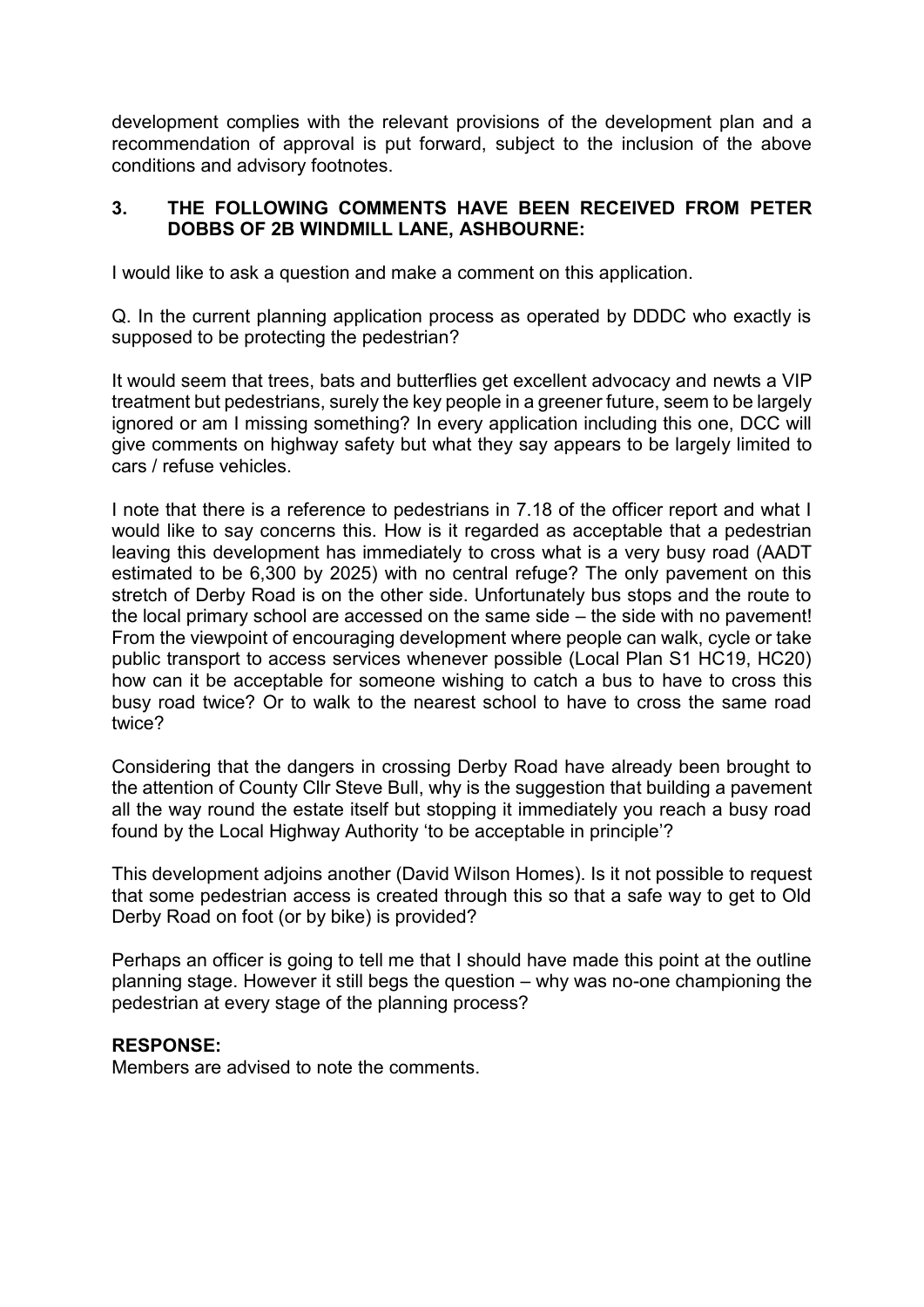development complies with the relevant provisions of the development plan and a recommendation of approval is put forward, subject to the inclusion of the above conditions and advisory footnotes.

### 3. THE FOLLOWING COMMENTS HAVE BEEN RECEIVED FROM PETER DOBBS OF 2B WINDMILL LANE, ASHBOURNE:

I would like to ask a question and make a comment on this application.

Q. In the current planning application process as operated by DDDC who exactly is supposed to be protecting the pedestrian?

It would seem that trees, bats and butterflies get excellent advocacy and newts a VIP treatment but pedestrians, surely the key people in a greener future, seem to be largely ignored or am I missing something? In every application including this one, DCC will give comments on highway safety but what they say appears to be largely limited to cars / refuse vehicles.

I note that there is a reference to pedestrians in 7.18 of the officer report and what I would like to say concerns this. How is it regarded as acceptable that a pedestrian leaving this development has immediately to cross what is a very busy road (AADT estimated to be 6,300 by 2025) with no central refuge? The only pavement on this stretch of Derby Road is on the other side. Unfortunately bus stops and the route to the local primary school are accessed on the same side – the side with no pavement! From the viewpoint of encouraging development where people can walk, cycle or take public transport to access services whenever possible (Local Plan S1 HC19, HC20) how can it be acceptable for someone wishing to catch a bus to have to cross this busy road twice? Or to walk to the nearest school to have to cross the same road twice?

Considering that the dangers in crossing Derby Road have already been brought to the attention of County Cllr Steve Bull, why is the suggestion that building a pavement all the way round the estate itself but stopping it immediately you reach a busy road found by the Local Highway Authority 'to be acceptable in principle'?

This development adjoins another (David Wilson Homes). Is it not possible to request that some pedestrian access is created through this so that a safe way to get to Old Derby Road on foot (or by bike) is provided?

Perhaps an officer is going to tell me that I should have made this point at the outline planning stage. However it still begs the question – why was no-one championing the pedestrian at every stage of the planning process?

**RESPONSE:**
Members are advised to note the comments.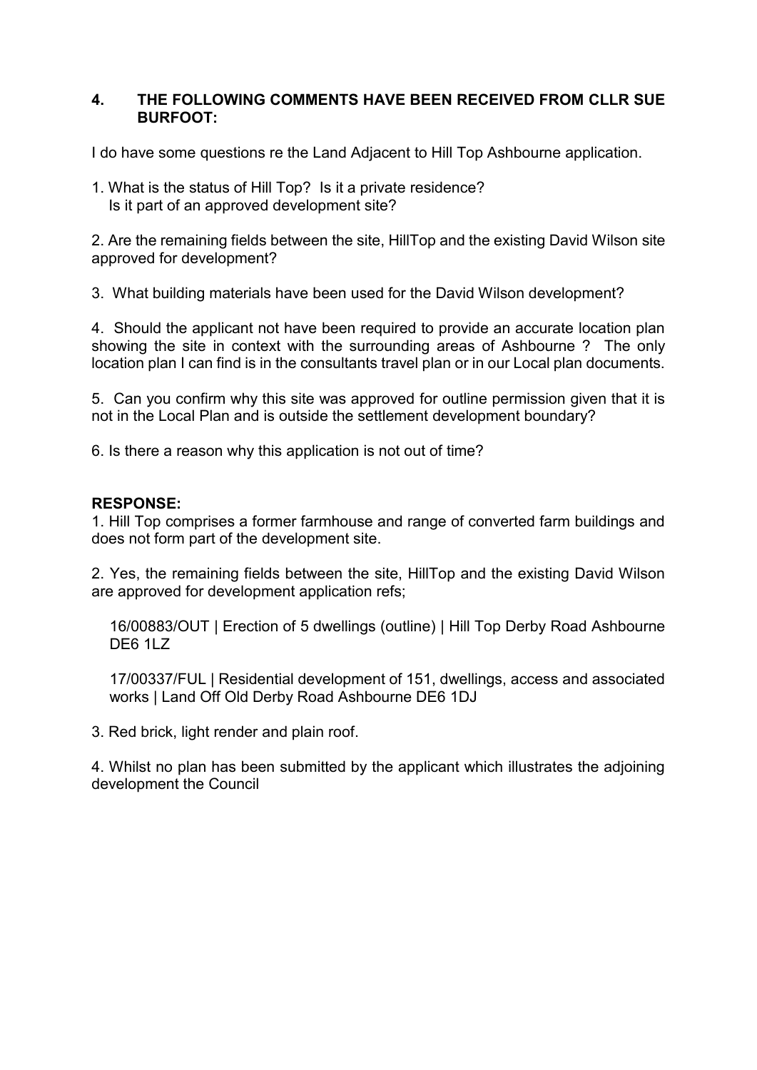## 4. THE FOLLOWING COMMENTS HAVE BEEN RECEIVED FROM CLLR SUE BURFOOT:

I do have some questions re the Land Adjacent to Hill Top Ashbourne application.

1. What is the status of Hill Top? Is it a private residence?
   Is it part of an approved development site?

2. Are the remaining fields between the site, HillTop and the existing David Wilson site approved for development?

3. What building materials have been used for the David Wilson development?

4. Should the applicant not have been required to provide an accurate location plan showing the site in context with the surrounding areas of Ashbourne ? The only location plan I can find is in the consultants travel plan or in our Local plan documents.

5. Can you confirm why this site was approved for outline permission given that it is not in the Local Plan and is outside the settlement development boundary?

6. Is there a reason why this application is not out of time?

**RESPONSE:**

1. Hill Top comprises a former farmhouse and range of converted farm buildings and does not form part of the development site.

2. Yes, the remaining fields between the site, HillTop and the existing David Wilson are approved for development application refs;

   16/00883/OUT | Erection of 5 dwellings (outline) | Hill Top Derby Road Ashbourne DE6 1LZ

   17/00337/FUL | Residential development of 151, dwellings, access and associated works | Land Off Old Derby Road Ashbourne DE6 1DJ

3. Red brick, light render and plain roof.

4. Whilst no plan has been submitted by the applicant which illustrates the adjoining development the Council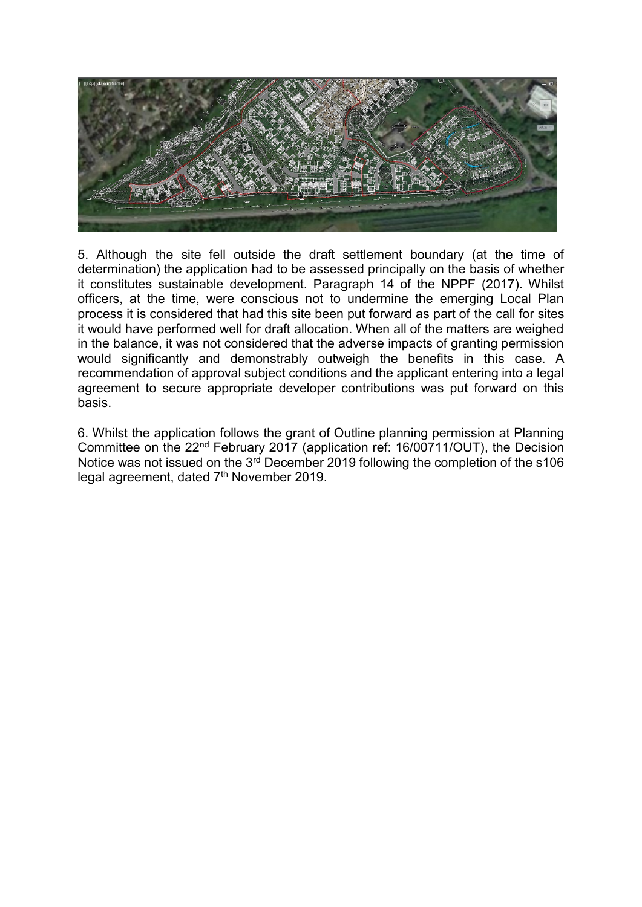5. Although the site fell outside the draft settlement boundary (at the time of determination) the application had to be assessed principally on the basis of whether it constitutes sustainable development. Paragraph 14 of the NPPF (2017). Whilst officers, at the time, were conscious not to undermine the emerging Local Plan process it is considered that had this site been put forward as part of the call for sites it would have performed well for draft allocation. When all of the matters are weighed in the balance, it was not considered that the adverse impacts of granting permission would significantly and demonstrably outweigh the benefits in this case. A recommendation of approval subject conditions and the applicant entering into a legal agreement to secure appropriate developer contributions was put forward on this basis.

6. Whilst the application follows the grant of Outline planning permission at Planning Committee on the 22nd February 2017 (application ref: 16/00711/OUT), the Decision Notice was not issued on the 3rd December 2019 following the completion of the s106 legal agreement, dated 7th November 2019.